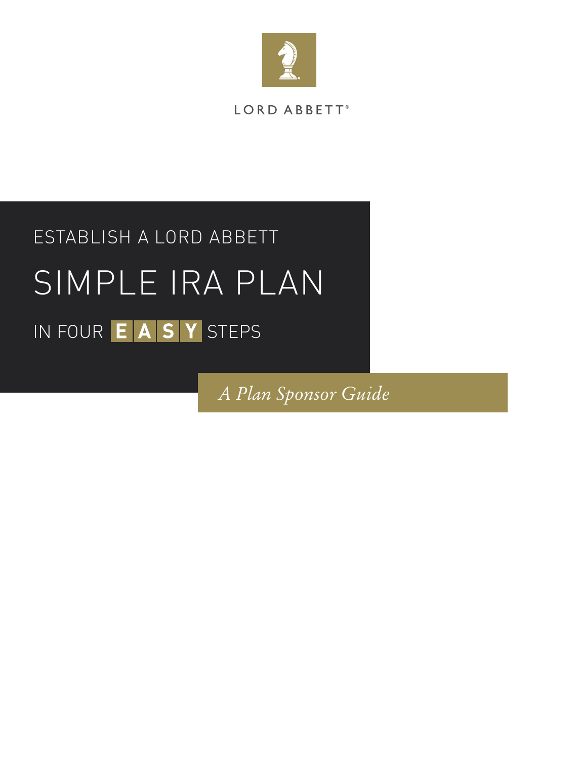LORD ABBETT®

# ESTABLISH A LORD ABBETT SIMPLE IRA PLAN IN FOUR EASY STEPS

*A Plan Sponsor Guide*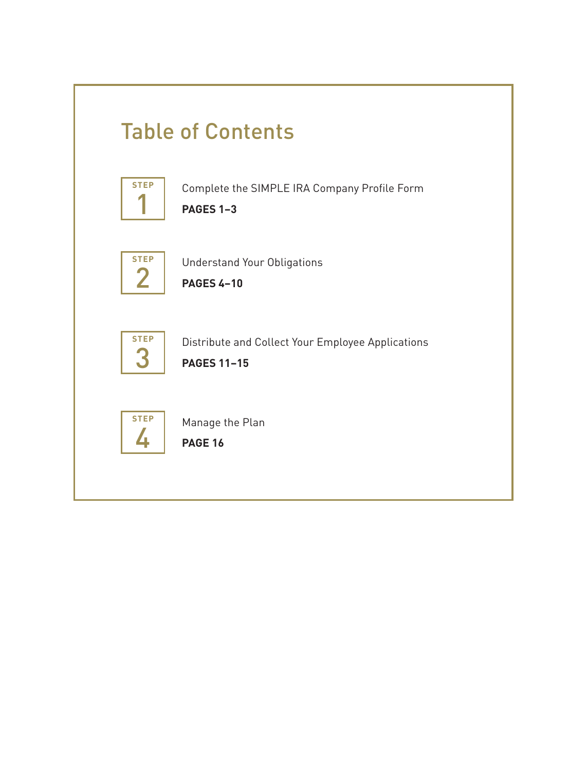# Table of Contents

**STEP 1**

Complete the SIMPLE IRA Company Profile Form

**PAGES 1–3**

**STEP 2**

Understand Your Obligations

**PAGES 4–10**

**STEP 3**

Distribute and Collect Your Employee Applications

**PAGES 11–15**

**STEP 4**

Manage the Plan

**PAGE 16**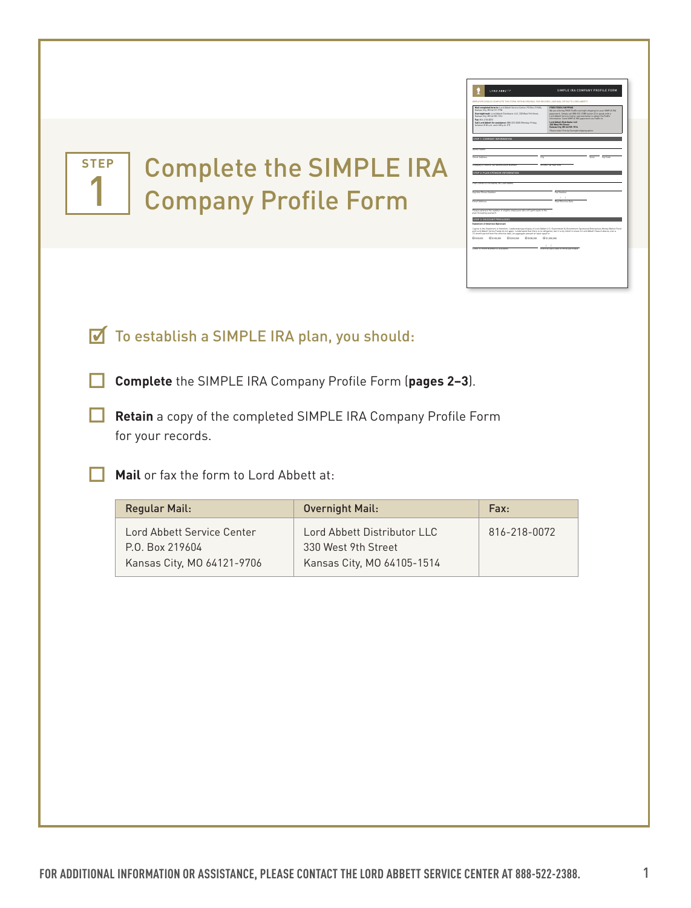# STEP 1 Complete the SIMPLE IRA Company Profile Form

☑ To establish a SIMPLE IRA plan, you should:

- ☐ **Complete** the SIMPLE IRA Company Profile Form (**pages 2–3**).
- ☐ **Retain** a copy of the completed SIMPLE IRA Company Profile Form for your records.
- ☐ **Mail** or fax the form to Lord Abbett at:

| Regular Mail: | Overnight Mail: | Fax: |
|---|---|---|
| Lord Abbett Service Center<br>P.O. Box 219604<br>Kansas City, MO 64121-9706 | Lord Abbett Distributor LLC<br>330 West 9th Street<br>Kansas City, MO 64105-1514 | 816-218-0072 |

FOR ADDITIONAL INFORMATION OR ASSISTANCE, PLEASE CONTACT THE LORD ABBETT SERVICE CENTER AT 888-522-2388.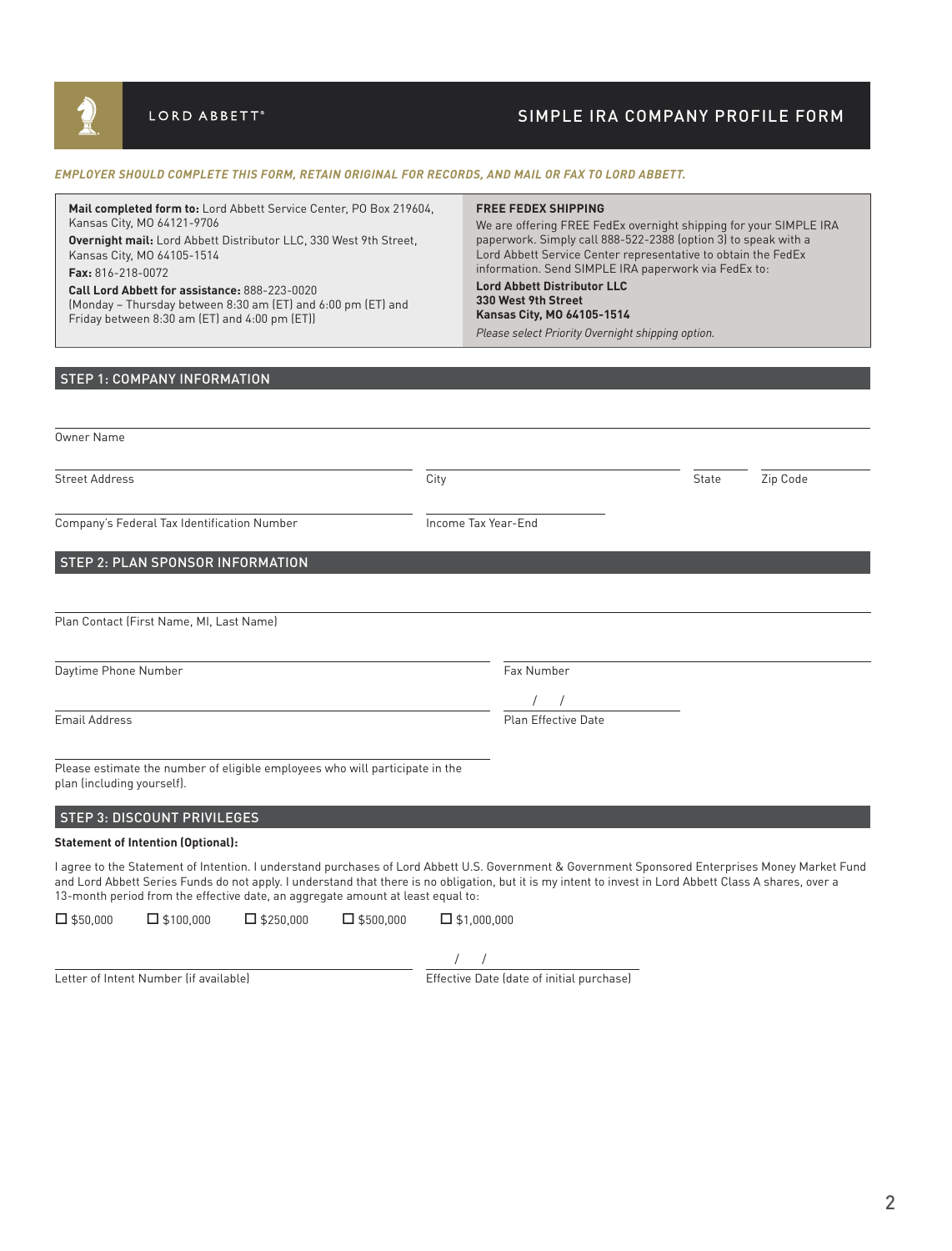LORD ABBETT®

# SIMPLE IRA COMPANY PROFILE FORM

***EMPLOYER SHOULD COMPLETE THIS FORM, RETAIN ORIGINAL FOR RECORDS, AND MAIL OR FAX TO LORD ABBETT.***

**Mail completed form to:** Lord Abbett Service Center, PO Box 219604, Kansas City, MO 64121-9706

**Overnight mail:** Lord Abbett Distributor LLC, 330 West 9th Street, Kansas City, MO 64105-1514

**Fax:** 816-218-0072

**Call Lord Abbett for assistance:** 888-223-0020
(Monday – Thursday between 8:30 am (ET) and 6:00 pm (ET) and Friday between 8:30 am (ET) and 4:00 pm (ET))

**FREE FEDEX SHIPPING**

We are offering FREE FedEx overnight shipping for your SIMPLE IRA paperwork. Simply call 888-522-2388 (option 3) to speak with a Lord Abbett Service Center representative to obtain the FedEx information. Send SIMPLE IRA paperwork via FedEx to:

**Lord Abbett Distributor LLC**
**330 West 9th Street**
**Kansas City, MO 64105-1514**

*Please select Priority Overnight shipping option.*

## STEP 1: COMPANY INFORMATION

Owner Name: ______________________________

Street Address: ______________________ City: ______________ State: ______ Zip Code: ________

Company's Federal Tax Identification Number: ______________________ Income Tax Year-End: ____________

## STEP 2: PLAN SPONSOR INFORMATION

Plan Contact (First Name, MI, Last Name): ______________________________

Daytime Phone Number: ______________________ Fax Number: ______________________

Email Address: ______________________ Plan Effective Date: ___ / ___ / ___

______________________
Please estimate the number of eligible employees who will participate in the plan (including yourself).

## STEP 3: DISCOUNT PRIVILEGES

**Statement of Intention (Optional):**

I agree to the Statement of Intention. I understand purchases of Lord Abbett U.S. Government & Government Sponsored Enterprises Money Market Fund and Lord Abbett Series Funds do not apply. I understand that there is no obligation, but it is my intent to invest in Lord Abbett Class A shares, over a 13-month period from the effective date, an aggregate amount at least equal to:

☐ $50,000 ☐ $100,000 ☐ $250,000 ☐ $500,000 ☐ $1,000,000

Letter of Intent Number (if available): ______________________ Effective Date (date of initial purchase): ___ / ___ / ___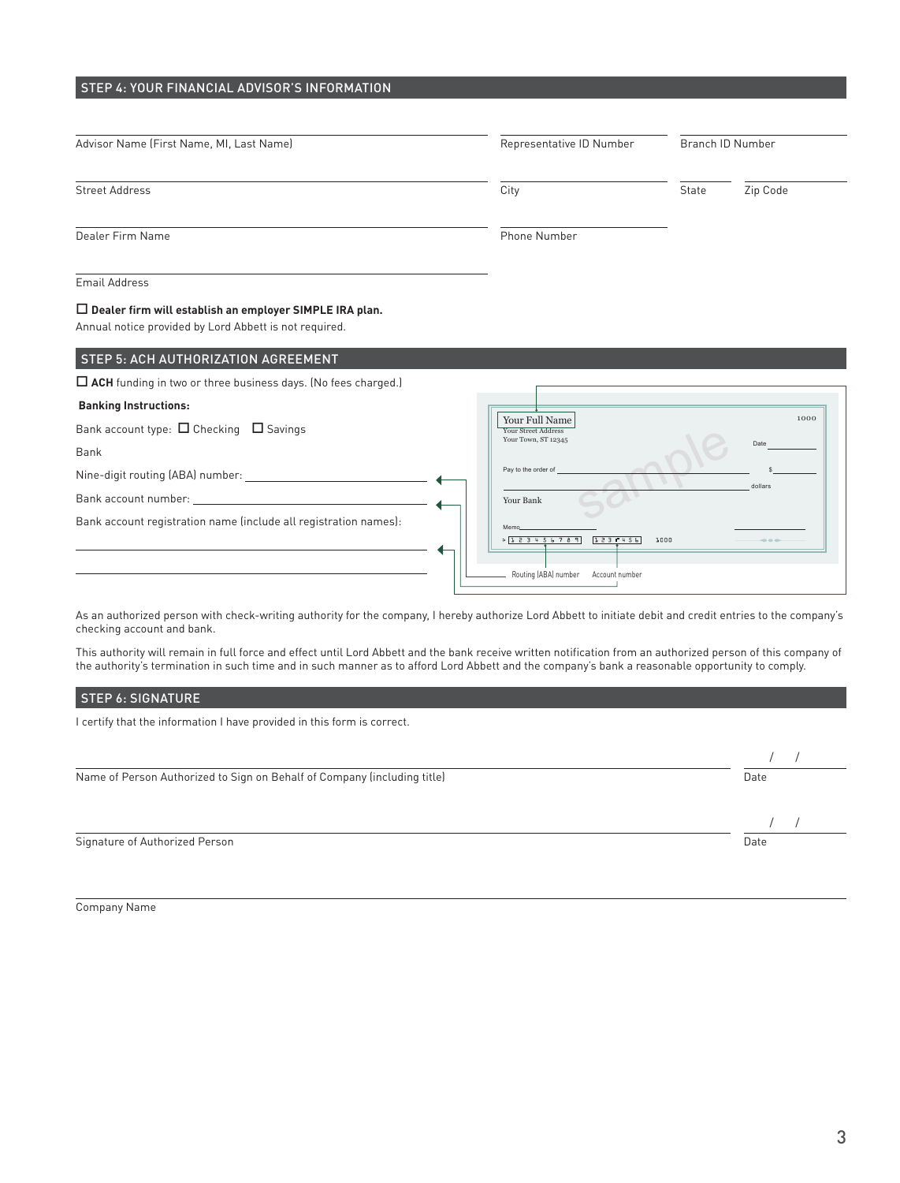## STEP 4: YOUR FINANCIAL ADVISOR'S INFORMATION

Advisor Name (First Name, MI, Last Name) | Representative ID Number | Branch ID Number

Street Address | City | State | Zip Code

Dealer Firm Name | Phone Number

Email Address

☐ **Dealer firm will establish an employer SIMPLE IRA plan.**
Annual notice provided by Lord Abbett is not required.

## STEP 5: ACH AUTHORIZATION AGREEMENT

☐ **ACH** funding in two or three business days. (No fees charged.)

**Banking Instructions:**

Bank account type: ☐ Checking ☐ Savings

Bank

Nine-digit routing (ABA) number: ______________________

Bank account number: ______________________

Bank account registration name (include all registration names):

______________________

______________________

Your Full Name
Your Street Address
Your Town, ST 12345

1000

Date

Pay to the order of $

dollars

Your Bank

Memo

sample

Routing (ABA) number | Account number

As an authorized person with check-writing authority for the company, I hereby authorize Lord Abbett to initiate debit and credit entries to the company's checking account and bank.

This authority will remain in full force and effect until Lord Abbett and the bank receive written notification from an authorized person of this company of the authority's termination in such time and in such manner as to afford Lord Abbett and the company's bank a reasonable opportunity to comply.

## STEP 6: SIGNATURE

I certify that the information I have provided in this form is correct.

Name of Person Authorized to Sign on Behalf of Company (including title) | Date &nbsp;&nbsp;/&nbsp;&nbsp;/

Signature of Authorized Person | Date &nbsp;&nbsp;/&nbsp;&nbsp;/

Company Name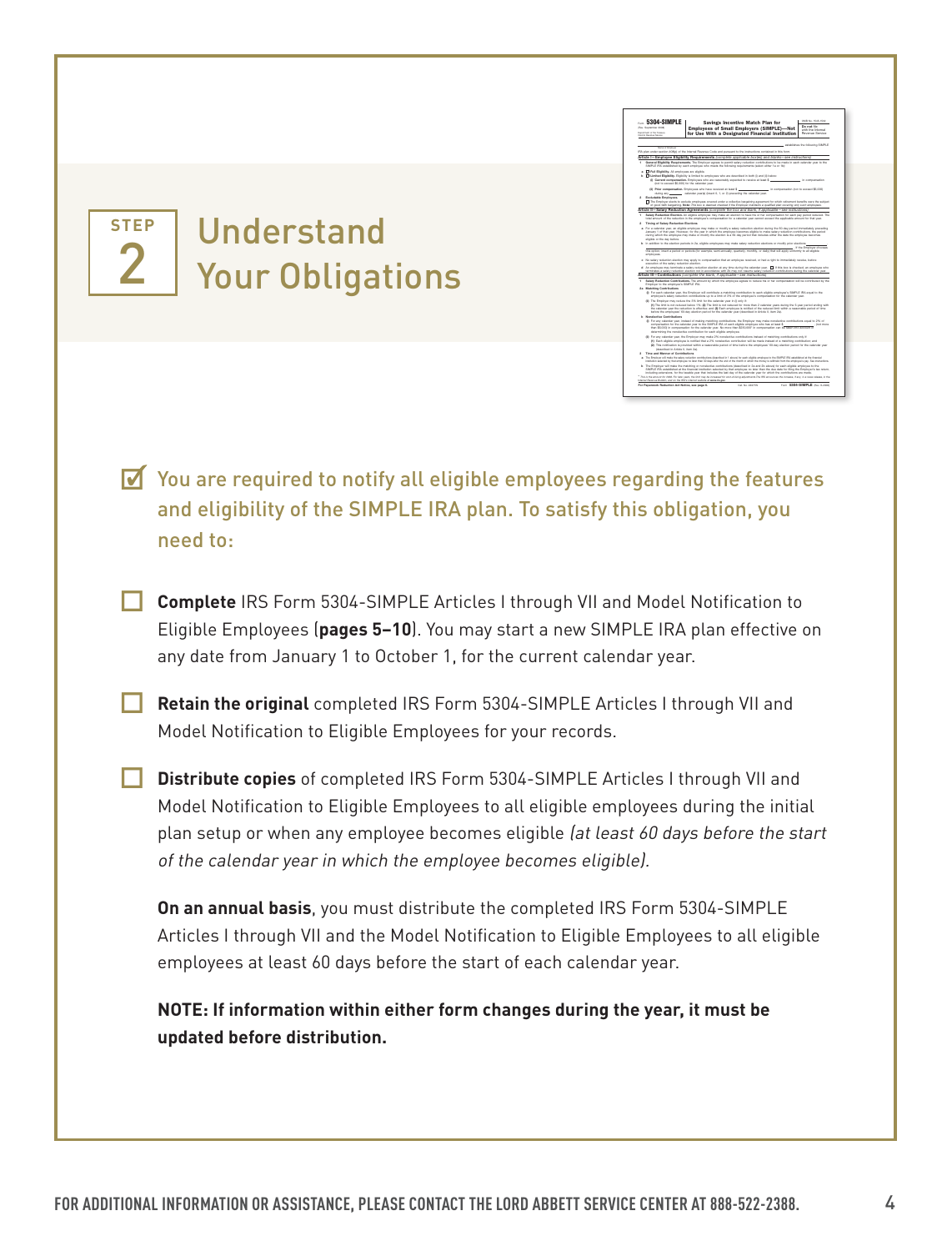# STEP 2 Understand Your Obligations

☑ You are required to notify all eligible employees regarding the features and eligibility of the SIMPLE IRA plan. To satisfy this obligation, you need to:

- ☐ **Complete** IRS Form 5304-SIMPLE Articles I through VII and Model Notification to Eligible Employees (**pages 5–10**). You may start a new SIMPLE IRA plan effective on any date from January 1 to October 1, for the current calendar year.

- ☐ **Retain the original** completed IRS Form 5304-SIMPLE Articles I through VII and Model Notification to Eligible Employees for your records.

- ☐ **Distribute copies** of completed IRS Form 5304-SIMPLE Articles I through VII and Model Notification to Eligible Employees to all eligible employees during the initial plan setup or when any employee becomes eligible *(at least 60 days before the start of the calendar year in which the employee becomes eligible).*

  **On an annual basis**, you must distribute the completed IRS Form 5304-SIMPLE Articles I through VII and the Model Notification to Eligible Employees to all eligible employees at least 60 days before the start of each calendar year.

  **NOTE: If information within either form changes during the year, it must be updated before distribution.**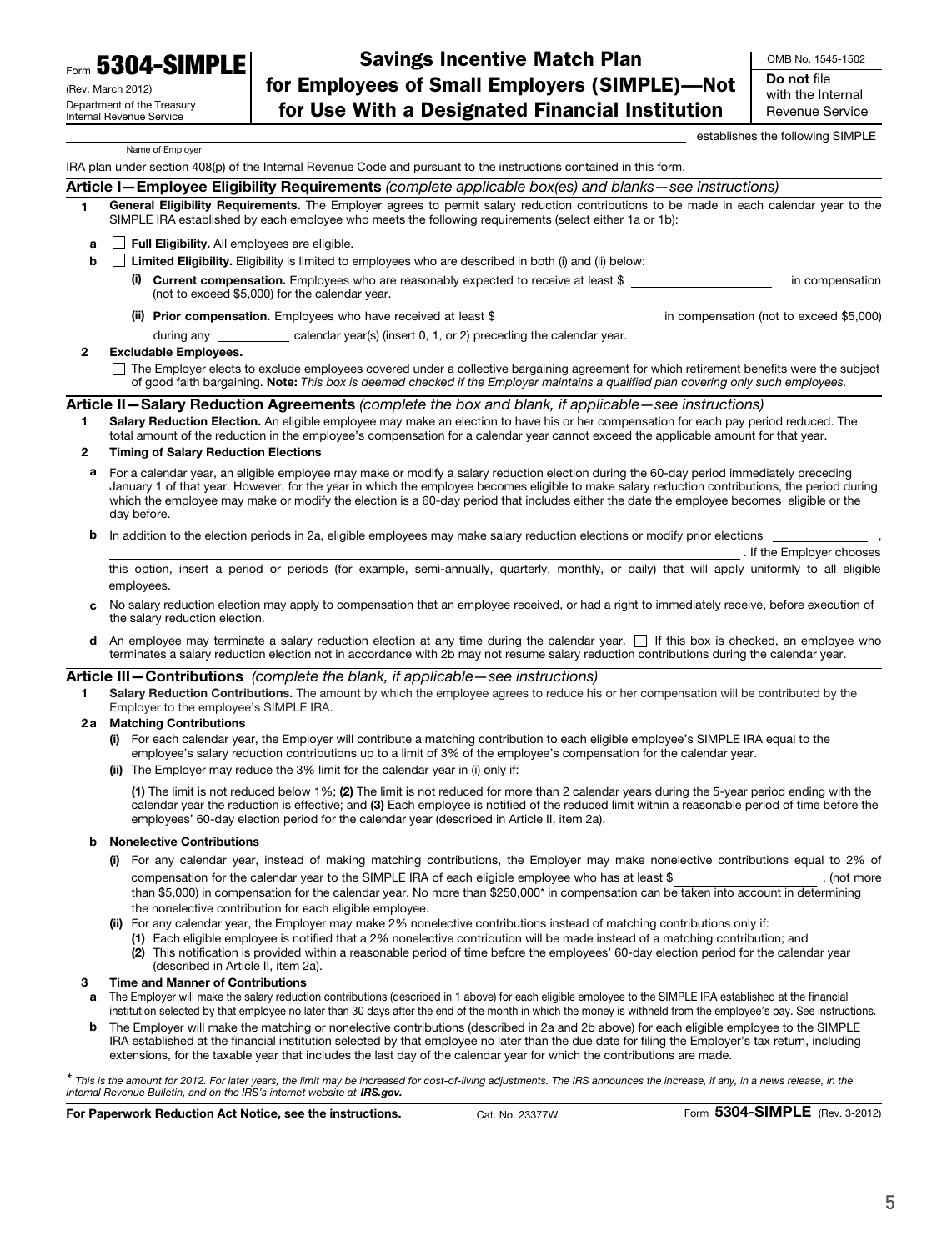Form **5304-SIMPLE**
(Rev. March 2012)
Department of the Treasury
Internal Revenue Service

# Savings Incentive Match Plan for Employees of Small Employers (SIMPLE)—Not for Use With a Designated Financial Institution

OMB No. 1545-1502

**Do not** file with the Internal Revenue Service

____________________ establishes the following SIMPLE
Name of Employer

IRA plan under section 408(p) of the Internal Revenue Code and pursuant to the instructions contained in this form.

## Article I—Employee Eligibility Requirements *(complete applicable box(es) and blanks—see instructions)*

**1 General Eligibility Requirements.** The Employer agrees to permit salary reduction contributions to be made in each calendar year to the SIMPLE IRA established by each employee who meets the following requirements (select either 1a or 1b):

**a** ☐ **Full Eligibility.** All employees are eligible.

**b** ☐ **Limited Eligibility.** Eligibility is limited to employees who are described in both (i) and (ii) below:

(i) **Current compensation.** Employees who are reasonably expected to receive at least $ __________ in compensation (not to exceed $5,000) for the calendar year.

(ii) **Prior compensation.** Employees who have received at least $ __________ in compensation (not to exceed $5,000) during any __________ calendar year(s) (insert 0, 1, or 2) preceding the calendar year.

**2 Excludable Employees.**

☐ The Employer elects to exclude employees covered under a collective bargaining agreement for which retirement benefits were the subject of good faith bargaining. **Note:** *This box is deemed checked if the Employer maintains a qualified plan covering only such employees.*

## Article II—Salary Reduction Agreements *(complete the box and blank, if applicable—see instructions)*

**1 Salary Reduction Election.** An eligible employee may make an election to have his or her compensation for each pay period reduced. The total amount of the reduction in the employee's compensation for a calendar year cannot exceed the applicable amount for that year.

**2 Timing of Salary Reduction Elections**

**a** For a calendar year, an eligible employee may make or modify a salary reduction election during the 60-day period immediately preceding January 1 of that year. However, for the year in which the employee becomes eligible to make salary reduction contributions, the period during which the employee may make or modify the election is a 60-day period that includes either the date the employee becomes eligible or the day before.

**b** In addition to the election periods in 2a, eligible employees may make salary reduction elections or modify prior elections __________, __________. If the Employer chooses this option, insert a period or periods (for example, semi-annually, quarterly, monthly, or daily) that will apply uniformly to all eligible employees.

**c** No salary reduction election may apply to compensation that an employee received, or had a right to immediately receive, before execution of the salary reduction election.

**d** An employee may terminate a salary reduction election at any time during the calendar year. ☐ If this box is checked, an employee who terminates a salary reduction election not in accordance with 2b may not resume salary reduction contributions during the calendar year.

## Article III—Contributions *(complete the blank, if applicable—see instructions)*

**1 Salary Reduction Contributions.** The amount by which the employee agrees to reduce his or her compensation will be contributed by the Employer to the employee's SIMPLE IRA.

**2a Matching Contributions**

(i) For each calendar year, the Employer will contribute a matching contribution to each eligible employee's SIMPLE IRA equal to the employee's salary reduction contributions up to a limit of 3% of the employee's compensation for the calendar year.

(ii) The Employer may reduce the 3% limit for the calendar year in (i) only if:

**(1)** The limit is not reduced below 1%; **(2)** The limit is not reduced for more than 2 calendar years during the 5-year period ending with the calendar year the reduction is effective; and **(3)** Each employee is notified of the reduced limit within a reasonable period of time before the employees' 60-day election period for the calendar year (described in Article II, item 2a).

**b Nonelective Contributions**

(i) For any calendar year, instead of making matching contributions, the Employer may make nonelective contributions equal to 2% of compensation for the calendar year to the SIMPLE IRA of each eligible employee who has at least $ __________, (not more than $5,000) in compensation for the calendar year. No more than $250,000* in compensation can be taken into account in determining the nonelective contribution for each eligible employee.

(ii) For any calendar year, the Employer may make 2% nonelective contributions instead of matching contributions only if:

**(1)** Each eligible employee is notified that a 2% nonelective contribution will be made instead of a matching contribution; and

**(2)** This notification is provided within a reasonable period of time before the employees' 60-day election period for the calendar year (described in Article II, item 2a).

**3 Time and Manner of Contributions**

**a** The Employer will make the salary reduction contributions (described in 1 above) for each eligible employee to the SIMPLE IRA established at the financial institution selected by that employee no later than 30 days after the end of the month in which the money is withheld from the employee's pay. See instructions.

**b** The Employer will make the matching or nonelective contributions (described in 2a and 2b above) for each eligible employee to the SIMPLE IRA established at the financial institution selected by that employee no later than the due date for filing the Employer's tax return, including extensions, for the taxable year that includes the last day of the calendar year for which the contributions are made.

\* *This is the amount for 2012. For later years, the limit may be increased for cost-of-living adjustments. The IRS announces the increase, if any, in a news release, in the Internal Revenue Bulletin, and on the IRS's internet website at* ***IRS.gov.***

**For Paperwork Reduction Act Notice, see the instructions.** Cat. No. 23377W Form **5304-SIMPLE** (Rev. 3-2012)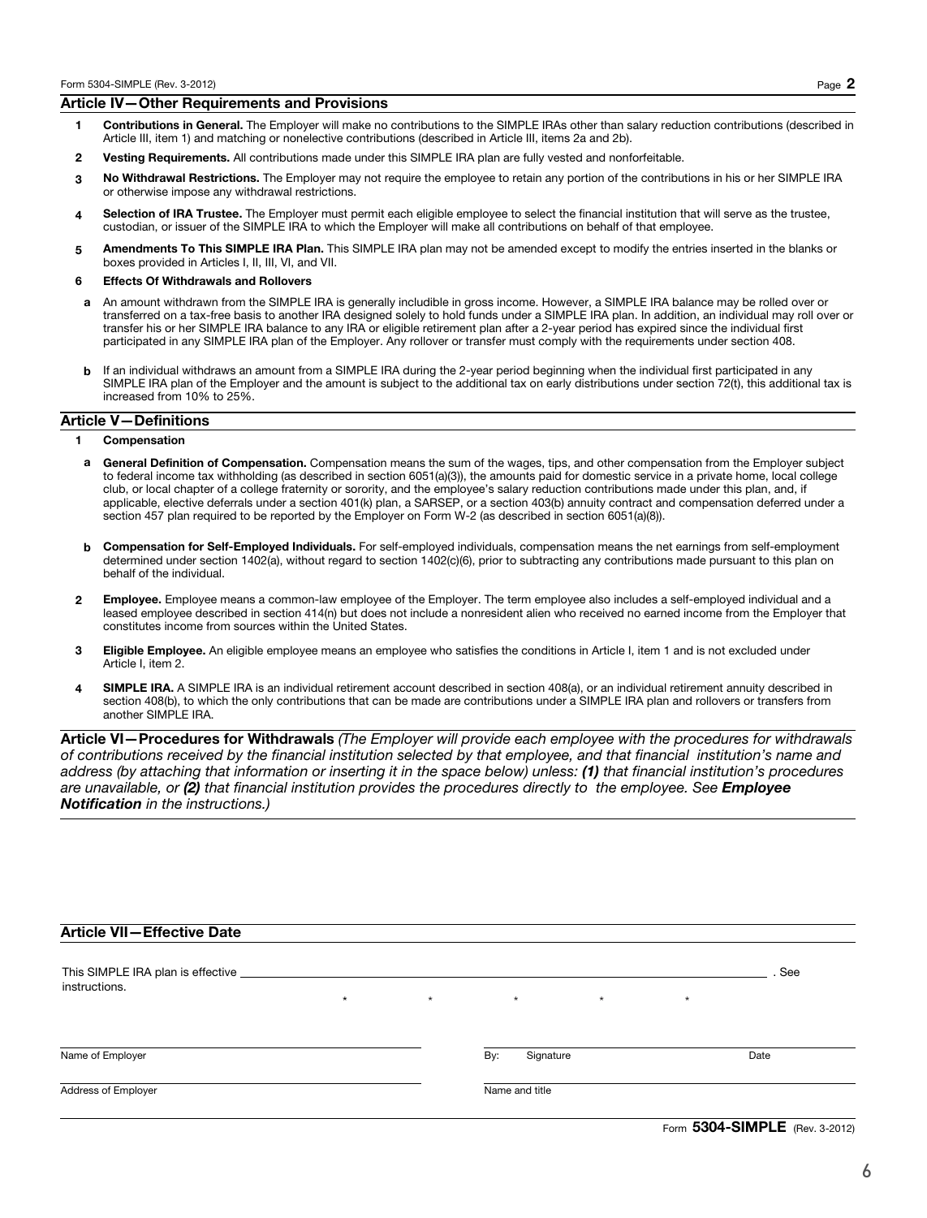## Article IV—Other Requirements and Provisions

**1 Contributions in General.** The Employer will make no contributions to the SIMPLE IRAs other than salary reduction contributions (described in Article III, item 1) and matching or nonelective contributions (described in Article III, items 2a and 2b).

**2 Vesting Requirements.** All contributions made under this SIMPLE IRA plan are fully vested and nonforfeitable.

**3 No Withdrawal Restrictions.** The Employer may not require the employee to retain any portion of the contributions in his or her SIMPLE IRA or otherwise impose any withdrawal restrictions.

**4 Selection of IRA Trustee.** The Employer must permit each eligible employee to select the financial institution that will serve as the trustee, custodian, or issuer of the SIMPLE IRA to which the Employer will make all contributions on behalf of that employee.

**5 Amendments To This SIMPLE IRA Plan.** This SIMPLE IRA plan may not be amended except to modify the entries inserted in the blanks or boxes provided in Articles I, II, III, VI, and VII.

**6 Effects Of Withdrawals and Rollovers**

**a** An amount withdrawn from the SIMPLE IRA is generally includible in gross income. However, a SIMPLE IRA balance may be rolled over or transferred on a tax-free basis to another IRA designed solely to hold funds under a SIMPLE IRA plan. In addition, an individual may roll over or transfer his or her SIMPLE IRA balance to any IRA or eligible retirement plan after a 2-year period has expired since the individual first participated in any SIMPLE IRA plan of the Employer. Any rollover or transfer must comply with the requirements under section 408.

**b** If an individual withdraws an amount from a SIMPLE IRA during the 2-year period beginning when the individual first participated in any SIMPLE IRA plan of the Employer and the amount is subject to the additional tax on early distributions under section 72(t), this additional tax is increased from 10% to 25%.

## Article V—Definitions

**1 Compensation**

**a General Definition of Compensation.** Compensation means the sum of the wages, tips, and other compensation from the Employer subject to federal income tax withholding (as described in section 6051(a)(3)), the amounts paid for domestic service in a private home, local college club, or local chapter of a college fraternity or sorority, and the employee's salary reduction contributions made under this plan, and, if applicable, elective deferrals under a section 401(k) plan, a SARSEP, or a section 403(b) annuity contract and compensation deferred under a section 457 plan required to be reported by the Employer on Form W-2 (as described in section 6051(a)(8)).

**b Compensation for Self-Employed Individuals.** For self-employed individuals, compensation means the net earnings from self-employment determined under section 1402(a), without regard to section 1402(c)(6), prior to subtracting any contributions made pursuant to this plan on behalf of the individual.

**2 Employee.** Employee means a common-law employee of the Employer. The term employee also includes a self-employed individual and a leased employee described in section 414(n) but does not include a nonresident alien who received no earned income from the Employer that constitutes income from sources within the United States.

**3 Eligible Employee.** An eligible employee means an employee who satisfies the conditions in Article I, item 1 and is not excluded under Article I, item 2.

**4 SIMPLE IRA.** A SIMPLE IRA is an individual retirement account described in section 408(a), or an individual retirement annuity described in section 408(b), to which the only contributions that can be made are contributions under a SIMPLE IRA plan and rollovers or transfers from another SIMPLE IRA.

## Article VI—Procedures for Withdrawals *(The Employer will provide each employee with the procedures for withdrawals of contributions received by the financial institution selected by that employee, and that financial institution's name and address (by attaching that information or inserting it in the space below) unless: **(1)** that financial institution's procedures are unavailable, or **(2)** that financial institution provides the procedures directly to the employee. See **Employee Notification** in the instructions.)*

## Article VII—Effective Date

This SIMPLE IRA plan is effective \_\_\_\_\_\_\_\_\_\_\_\_\_\_\_\_\_\_\_\_\_\_\_\_\_\_\_\_\_\_\_\_\_\_\_\_\_\_\_\_ . See instructions.

\*　\*　\*　\*　\*

| | |
|---|---|
| Name of Employer | By: Signature　　Date |
| Address of Employer | Name and title |

Form **5304-SIMPLE** (Rev. 3-2012)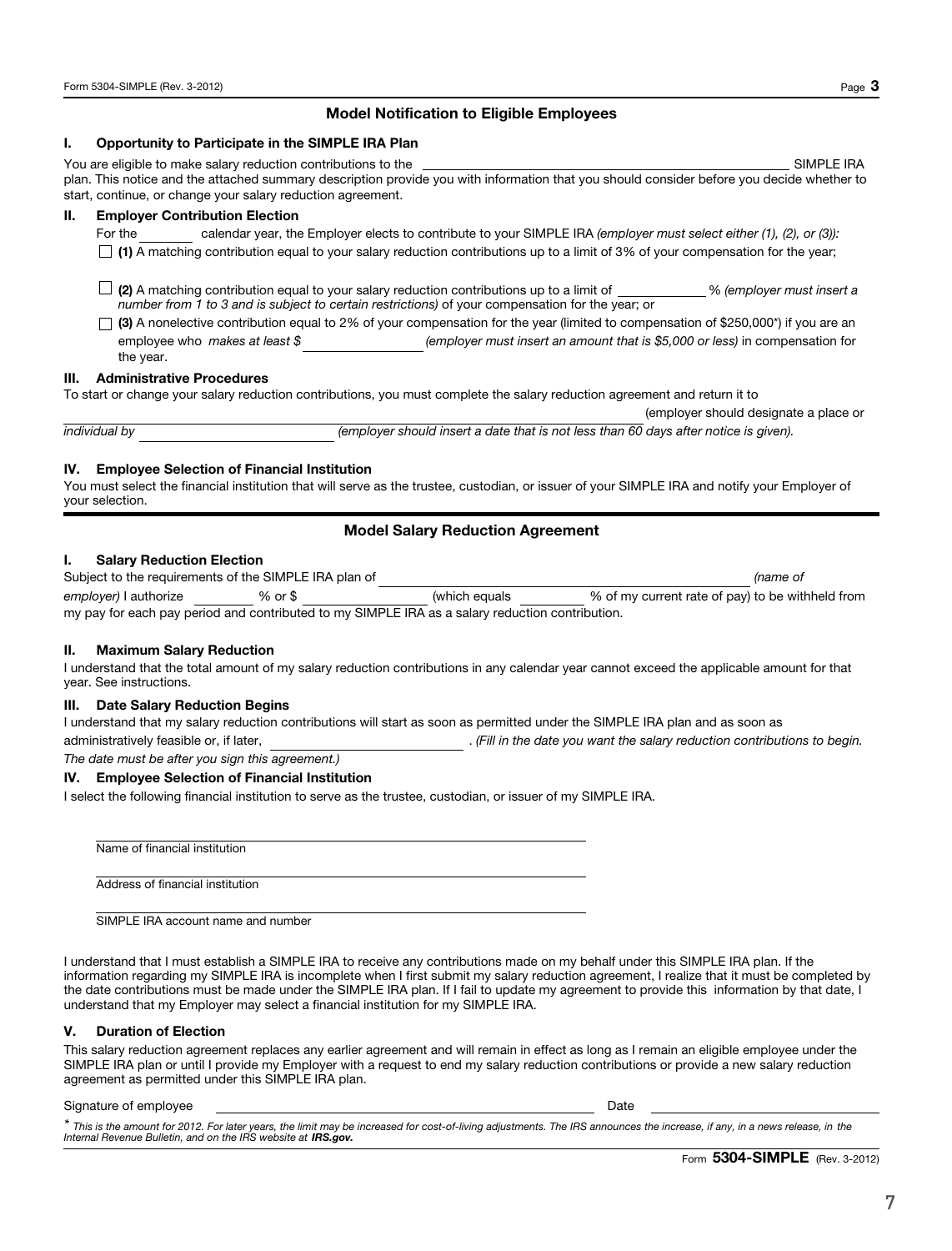## Model Notification to Eligible Employees

### I. Opportunity to Participate in the SIMPLE IRA Plan

You are eligible to make salary reduction contributions to the \_\_\_\_\_\_\_\_\_\_\_\_\_\_\_\_\_\_\_\_\_\_\_\_\_\_\_\_ SIMPLE IRA plan. This notice and the attached summary description provide you with information that you should consider before you decide whether to start, continue, or change your salary reduction agreement.

### II. Employer Contribution Election

For the \_\_\_\_\_\_ calendar year, the Employer elects to contribute to your SIMPLE IRA *(employer must select either (1), (2), or (3)):*

☐ **(1)** A matching contribution equal to your salary reduction contributions up to a limit of 3% of your compensation for the year;

☐ **(2)** A matching contribution equal to your salary reduction contributions up to a limit of \_\_\_\_\_\_\_\_ % *(employer must insert a number from 1 to 3 and is subject to certain restrictions)* of your compensation for the year; or

☐ **(3)** A nonelective contribution equal to 2% of your compensation for the year (limited to compensation of $250,000*) if you are an employee who *makes at least $* \_\_\_\_\_\_\_\_\_\_ *(employer must insert an amount that is $5,000 or less)* in compensation for the year.

### III. Administrative Procedures

To start or change your salary reduction contributions, you must complete the salary reduction agreement and return it to \_\_\_\_\_\_\_\_\_\_\_\_\_\_\_\_\_\_\_\_\_\_\_\_\_\_\_\_ (employer should designate a place or *individual by* \_\_\_\_\_\_\_\_\_\_\_\_\_\_\_\_ *(employer should insert a date that is not less than 60 days after notice is given).*

### IV. Employee Selection of Financial Institution

You must select the financial institution that will serve as the trustee, custodian, or issuer of your SIMPLE IRA and notify your Employer of your selection.

## Model Salary Reduction Agreement

### I. Salary Reduction Election

Subject to the requirements of the SIMPLE IRA plan of \_\_\_\_\_\_\_\_\_\_\_\_\_\_\_\_\_\_\_\_\_\_\_\_\_\_\_\_ *(name of employer)* I authorize \_\_\_\_\_\_ % or $ \_\_\_\_\_\_\_\_\_\_ (which equals \_\_\_\_\_\_ % of my current rate of pay) to be withheld from my pay for each pay period and contributed to my SIMPLE IRA as a salary reduction contribution.

### II. Maximum Salary Reduction

I understand that the total amount of my salary reduction contributions in any calendar year cannot exceed the applicable amount for that year. See instructions.

### III. Date Salary Reduction Begins

I understand that my salary reduction contributions will start as soon as permitted under the SIMPLE IRA plan and as soon as administratively feasible or, if later, \_\_\_\_\_\_\_\_\_\_\_\_\_\_\_\_ . *(Fill in the date you want the salary reduction contributions to begin. The date must be after you sign this agreement.)*

### IV. Employee Selection of Financial Institution

I select the following financial institution to serve as the trustee, custodian, or issuer of my SIMPLE IRA.

\_\_\_\_\_\_\_\_\_\_\_\_\_\_\_\_\_\_\_\_\_\_\_\_\_\_\_\_\_\_\_\_\_\_\_\_\_\_\_\_
Name of financial institution

\_\_\_\_\_\_\_\_\_\_\_\_\_\_\_\_\_\_\_\_\_\_\_\_\_\_\_\_\_\_\_\_\_\_\_\_\_\_\_\_
Address of financial institution

\_\_\_\_\_\_\_\_\_\_\_\_\_\_\_\_\_\_\_\_\_\_\_\_\_\_\_\_\_\_\_\_\_\_\_\_\_\_\_\_
SIMPLE IRA account name and number

I understand that I must establish a SIMPLE IRA to receive any contributions made on my behalf under this SIMPLE IRA plan. If the information regarding my SIMPLE IRA is incomplete when I first submit my salary reduction agreement, I realize that it must be completed by the date contributions must be made under the SIMPLE IRA plan. If I fail to update my agreement to provide this information by that date, I understand that my Employer may select a financial institution for my SIMPLE IRA.

### V. Duration of Election

This salary reduction agreement replaces any earlier agreement and will remain in effect as long as I remain an eligible employee under the SIMPLE IRA plan or until I provide my Employer with a request to end my salary reduction contributions or provide a new salary reduction agreement as permitted under this SIMPLE IRA plan.

Signature of employee \_\_\_\_\_\_\_\_\_\_\_\_\_\_\_\_\_\_\_\_\_\_\_\_\_\_\_\_ Date \_\_\_\_\_\_\_\_\_\_\_\_\_\_

\* *This is the amount for 2012. For later years, the limit may be increased for cost-of-living adjustments. The IRS announces the increase, if any, in a news release, in the Internal Revenue Bulletin, and on the IRS website at* ***IRS.gov.***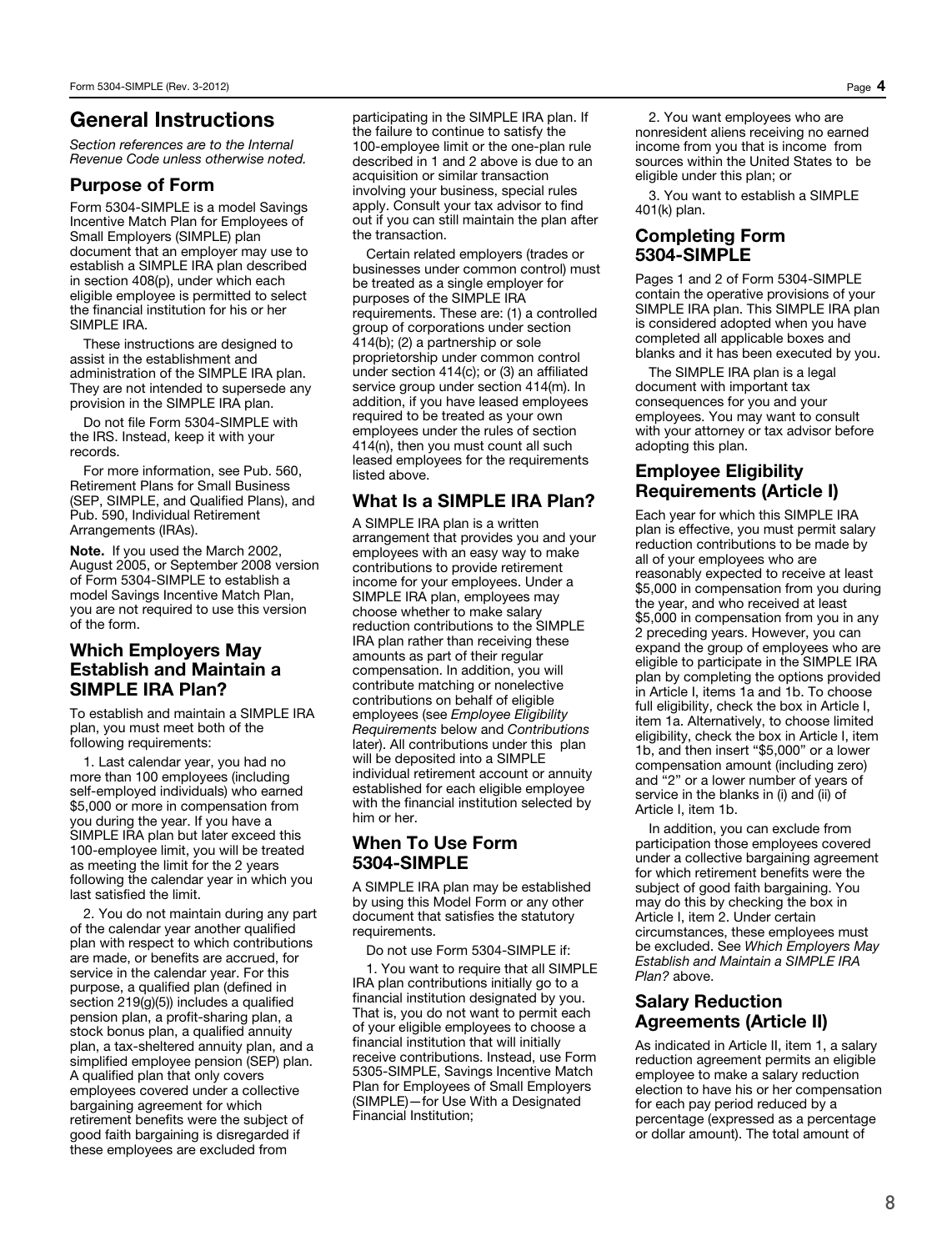# General Instructions

*Section references are to the Internal Revenue Code unless otherwise noted.*

## Purpose of Form

Form 5304-SIMPLE is a model Savings Incentive Match Plan for Employees of Small Employers (SIMPLE) plan document that an employer may use to establish a SIMPLE IRA plan described in section 408(p), under which each eligible employee is permitted to select the financial institution for his or her SIMPLE IRA.

These instructions are designed to assist in the establishment and administration of the SIMPLE IRA plan. They are not intended to supersede any provision in the SIMPLE IRA plan.

Do not file Form 5304-SIMPLE with the IRS. Instead, keep it with your records.

For more information, see Pub. 560, Retirement Plans for Small Business (SEP, SIMPLE, and Qualified Plans), and Pub. 590, Individual Retirement Arrangements (IRAs).

**Note.** If you used the March 2002, August 2005, or September 2008 version of Form 5304-SIMPLE to establish a model Savings Incentive Match Plan, you are not required to use this version of the form.

## Which Employers May Establish and Maintain a SIMPLE IRA Plan?

To establish and maintain a SIMPLE IRA plan, you must meet both of the following requirements:

1. Last calendar year, you had no more than 100 employees (including self-employed individuals) who earned $5,000 or more in compensation from you during the year. If you have a SIMPLE IRA plan but later exceed this 100-employee limit, you will be treated as meeting the limit for the 2 years following the calendar year in which you last satisfied the limit.

2. You do not maintain during any part of the calendar year another qualified plan with respect to which contributions are made, or benefits are accrued, for service in the calendar year. For this purpose, a qualified plan (defined in section 219(g)(5)) includes a qualified pension plan, a profit-sharing plan, a stock bonus plan, a qualified annuity plan, a tax-sheltered annuity plan, and a simplified employee pension (SEP) plan. A qualified plan that only covers employees covered under a collective bargaining agreement for which retirement benefits were the subject of good faith bargaining is disregarded if these employees are excluded from participating in the SIMPLE IRA plan. If the failure to continue to satisfy the 100-employee limit or the one-plan rule described in 1 and 2 above is due to an acquisition or similar transaction involving your business, special rules apply. Consult your tax advisor to find out if you can still maintain the plan after the transaction.

Certain related employers (trades or businesses under common control) must be treated as a single employer for purposes of the SIMPLE IRA requirements. These are: (1) a controlled group of corporations under section 414(b); (2) a partnership or sole proprietorship under common control under section 414(c); or (3) an affiliated service group under section 414(m). In addition, if you have leased employees required to be treated as your own employees under the rules of section 414(n), then you must count all such leased employees for the requirements listed above.

## What Is a SIMPLE IRA Plan?

A SIMPLE IRA plan is a written arrangement that provides you and your employees with an easy way to make contributions to provide retirement income for your employees. Under a SIMPLE IRA plan, employees may choose whether to make salary reduction contributions to the SIMPLE IRA plan rather than receiving these amounts as part of their regular compensation. In addition, you will contribute matching or nonelective contributions on behalf of eligible employees (see *Employee Eligibility Requirements* below and *Contributions* later). All contributions under this plan will be deposited into a SIMPLE individual retirement account or annuity established for each eligible employee with the financial institution selected by him or her.

## When To Use Form 5304-SIMPLE

A SIMPLE IRA plan may be established by using this Model Form or any other document that satisfies the statutory requirements.

Do not use Form 5304-SIMPLE if:

1. You want to require that all SIMPLE IRA plan contributions initially go to a financial institution designated by you. That is, you do not want to permit each of your eligible employees to choose a financial institution that will initially receive contributions. Instead, use Form 5305-SIMPLE, Savings Incentive Match Plan for Employees of Small Employers (SIMPLE)—for Use With a Designated Financial Institution;

2. You want employees who are nonresident aliens receiving no earned income from you that is income from sources within the United States to be eligible under this plan; or

3. You want to establish a SIMPLE 401(k) plan.

## Completing Form 5304-SIMPLE

Pages 1 and 2 of Form 5304-SIMPLE contain the operative provisions of your SIMPLE IRA plan. This SIMPLE IRA plan is considered adopted when you have completed all applicable boxes and blanks and it has been executed by you.

The SIMPLE IRA plan is a legal document with important tax consequences for you and your employees. You may want to consult with your attorney or tax advisor before adopting this plan.

## Employee Eligibility Requirements (Article I)

Each year for which this SIMPLE IRA plan is effective, you must permit salary reduction contributions to be made by all of your employees who are reasonably expected to receive at least $5,000 in compensation from you during the year, and who received at least $5,000 in compensation from you in any 2 preceding years. However, you can expand the group of employees who are eligible to participate in the SIMPLE IRA plan by completing the options provided in Article I, items 1a and 1b. To choose full eligibility, check the box in Article I, item 1a. Alternatively, to choose limited eligibility, check the box in Article I, item 1b, and then insert "$5,000" or a lower compensation amount (including zero) and "2" or a lower number of years of service in the blanks in (i) and (ii) of Article I, item 1b.

In addition, you can exclude from participation those employees covered under a collective bargaining agreement for which retirement benefits were the subject of good faith bargaining. You may do this by checking the box in Article I, item 2. Under certain circumstances, these employees must be excluded. See *Which Employers May Establish and Maintain a SIMPLE IRA Plan?* above.

## Salary Reduction Agreements (Article II)

As indicated in Article II, item 1, a salary reduction agreement permits an eligible employee to make a salary reduction election to have his or her compensation for each pay period reduced by a percentage (expressed as a percentage or dollar amount). The total amount of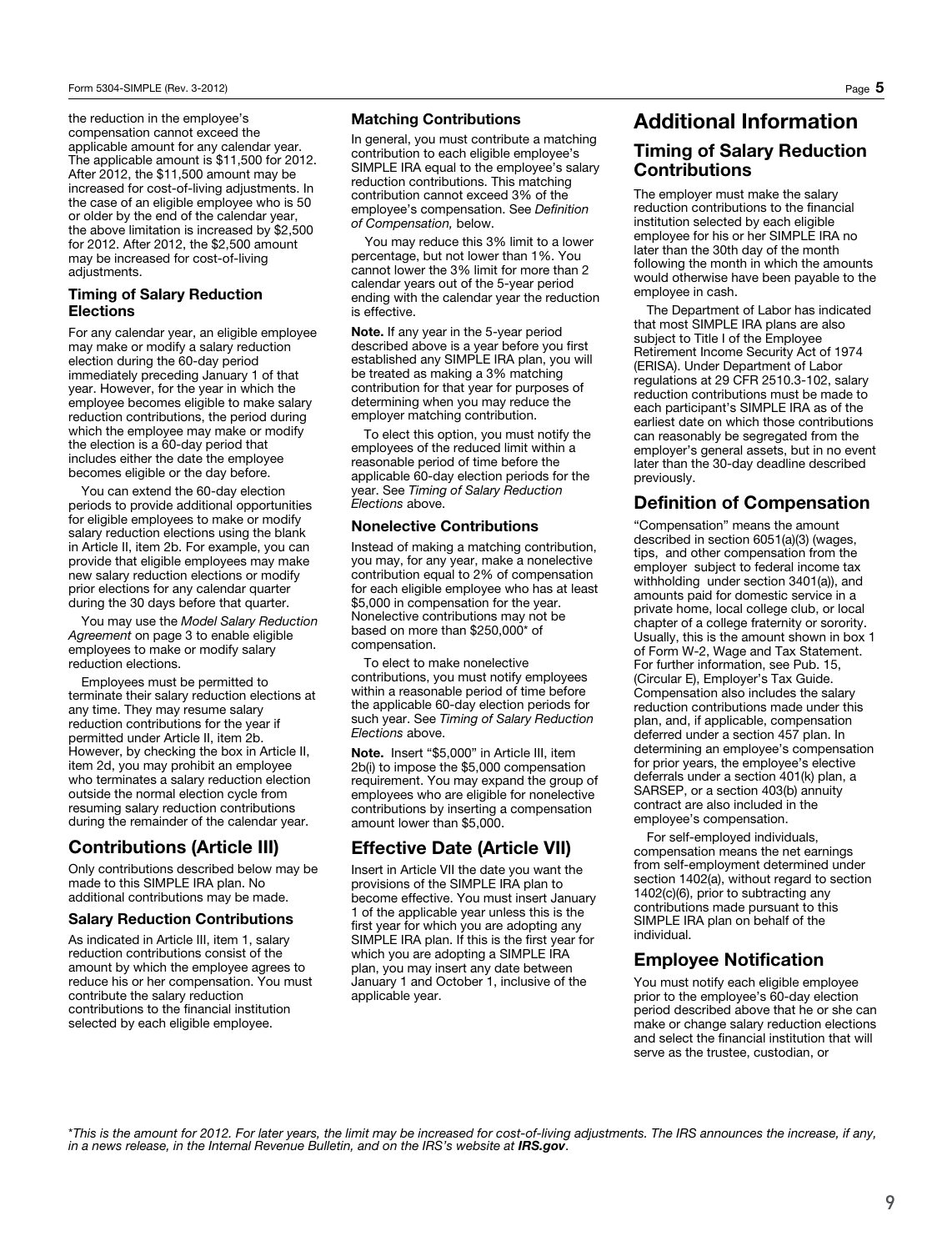the reduction in the employee's compensation cannot exceed the applicable amount for any calendar year. The applicable amount is $11,500 for 2012. After 2012, the $11,500 amount may be increased for cost-of-living adjustments. In the case of an eligible employee who is 50 or older by the end of the calendar year, the above limitation is increased by $2,500 for 2012. After 2012, the $2,500 amount may be increased for cost-of-living adjustments.

### Timing of Salary Reduction Elections

For any calendar year, an eligible employee may make or modify a salary reduction election during the 60-day period immediately preceding January 1 of that year. However, for the year in which the employee becomes eligible to make salary reduction contributions, the period during which the employee may make or modify the election is a 60-day period that includes either the date the employee becomes eligible or the day before.

You can extend the 60-day election periods to provide additional opportunities for eligible employees to make or modify salary reduction elections using the blank in Article II, item 2b. For example, you can provide that eligible employees may make new salary reduction elections or modify prior elections for any calendar quarter during the 30 days before that quarter.

You may use the *Model Salary Reduction Agreement* on page 3 to enable eligible employees to make or modify salary reduction elections.

Employees must be permitted to terminate their salary reduction elections at any time. They may resume salary reduction contributions for the year if permitted under Article II, item 2b. However, by checking the box in Article II, item 2d, you may prohibit an employee who terminates a salary reduction election outside the normal election cycle from resuming salary reduction contributions during the remainder of the calendar year.

## Contributions (Article III)

Only contributions described below may be made to this SIMPLE IRA plan. No additional contributions may be made.

### Salary Reduction Contributions

As indicated in Article III, item 1, salary reduction contributions consist of the amount by which the employee agrees to reduce his or her compensation. You must contribute the salary reduction contributions to the financial institution selected by each eligible employee.

### Matching Contributions

In general, you must contribute a matching contribution to each eligible employee's SIMPLE IRA equal to the employee's salary reduction contributions. This matching contribution cannot exceed 3% of the employee's compensation. See *Definition of Compensation,* below.

You may reduce this 3% limit to a lower percentage, but not lower than 1%. You cannot lower the 3% limit for more than 2 calendar years out of the 5-year period ending with the calendar year the reduction is effective.

**Note.** If any year in the 5-year period described above is a year before you first established any SIMPLE IRA plan, you will be treated as making a 3% matching contribution for that year for purposes of determining when you may reduce the employer matching contribution.

To elect this option, you must notify the employees of the reduced limit within a reasonable period of time before the applicable 60-day election periods for the year. See *Timing of Salary Reduction Elections* above.

### Nonelective Contributions

Instead of making a matching contribution, you may, for any year, make a nonelective contribution equal to 2% of compensation for each eligible employee who has at least $5,000 in compensation for the year. Nonelective contributions may not be based on more than $250,000* of compensation.

To elect to make nonelective contributions, you must notify employees within a reasonable period of time before the applicable 60-day election periods for such year. See *Timing of Salary Reduction Elections* above.

**Note.** Insert "$5,000" in Article III, item 2b(i) to impose the $5,000 compensation requirement. You may expand the group of employees who are eligible for nonelective contributions by inserting a compensation amount lower than $5,000.

## Effective Date (Article VII)

Insert in Article VII the date you want the provisions of the SIMPLE IRA plan to become effective. You must insert January 1 of the applicable year unless this is the first year for which you are adopting any SIMPLE IRA plan. If this is the first year for which you are adopting a SIMPLE IRA plan, you may insert any date between January 1 and October 1, inclusive of the applicable year.

# Additional Information

## Timing of Salary Reduction Contributions

The employer must make the salary reduction contributions to the financial institution selected by each eligible employee for his or her SIMPLE IRA no later than the 30th day of the month following the month in which the amounts would otherwise have been payable to the employee in cash.

The Department of Labor has indicated that most SIMPLE IRA plans are also subject to Title I of the Employee Retirement Income Security Act of 1974 (ERISA). Under Department of Labor regulations at 29 CFR 2510.3-102, salary reduction contributions must be made to each participant's SIMPLE IRA as of the earliest date on which those contributions can reasonably be segregated from the employer's general assets, but in no event later than the 30-day deadline described previously.

## Definition of Compensation

"Compensation" means the amount described in section 6051(a)(3) (wages, tips, and other compensation from the employer subject to federal income tax withholding under section 3401(a)), and amounts paid for domestic service in a private home, local college club, or local chapter of a college fraternity or sorority. Usually, this is the amount shown in box 1 of Form W-2, Wage and Tax Statement. For further information, see Pub. 15, (Circular E), Employer's Tax Guide. Compensation also includes the salary reduction contributions made under this plan, and, if applicable, compensation deferred under a section 457 plan. In determining an employee's compensation for prior years, the employee's elective deferrals under a section 401(k) plan, a SARSEP, or a section 403(b) annuity contract are also included in the employee's compensation.

For self-employed individuals, compensation means the net earnings from self-employment determined under section 1402(a), without regard to section 1402(c)(6), prior to subtracting any contributions made pursuant to this SIMPLE IRA plan on behalf of the individual.

## Employee Notification

You must notify each eligible employee prior to the employee's 60-day election period described above that he or she can make or change salary reduction elections and select the financial institution that will serve as the trustee, custodian, or

*This is the amount for 2012. For later years, the limit may be increased for cost-of-living adjustments. The IRS announces the increase, if any, in a news release, in the Internal Revenue Bulletin, and on the IRS's website at **IRS.gov**.*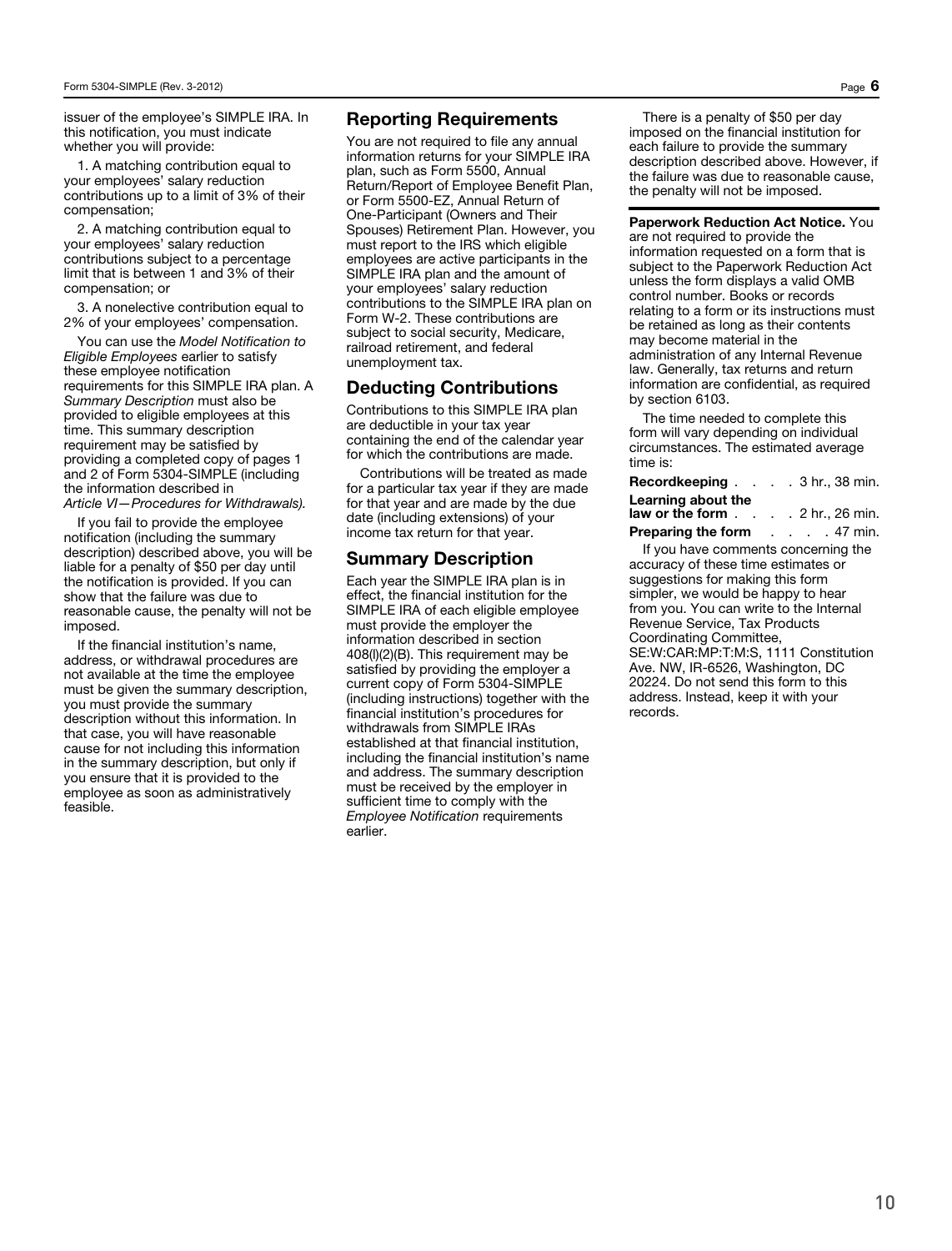issuer of the employee's SIMPLE IRA. In this notification, you must indicate whether you will provide:

1. A matching contribution equal to your employees' salary reduction contributions up to a limit of 3% of their compensation;

2. A matching contribution equal to your employees' salary reduction contributions subject to a percentage limit that is between 1 and 3% of their compensation; or

3. A nonelective contribution equal to 2% of your employees' compensation.

You can use the *Model Notification to Eligible Employees* earlier to satisfy these employee notification requirements for this SIMPLE IRA plan. A *Summary Description* must also be provided to eligible employees at this time. This summary description requirement may be satisfied by providing a completed copy of pages 1 and 2 of Form 5304-SIMPLE (including the information described in *Article VI—Procedures for Withdrawals).*

If you fail to provide the employee notification (including the summary description) described above, you will be liable for a penalty of $50 per day until the notification is provided. If you can show that the failure was due to reasonable cause, the penalty will not be imposed.

If the financial institution's name, address, or withdrawal procedures are not available at the time the employee must be given the summary description, you must provide the summary description without this information. In that case, you will have reasonable cause for not including this information in the summary description, but only if you ensure that it is provided to the employee as soon as administratively feasible.

## Reporting Requirements

You are not required to file any annual information returns for your SIMPLE IRA plan, such as Form 5500, Annual Return/Report of Employee Benefit Plan, or Form 5500-EZ, Annual Return of One-Participant (Owners and Their Spouses) Retirement Plan. However, you must report to the IRS which eligible employees are active participants in the SIMPLE IRA plan and the amount of your employees' salary reduction contributions to the SIMPLE IRA plan on Form W-2. These contributions are subject to social security, Medicare, railroad retirement, and federal unemployment tax.

## Deducting Contributions

Contributions to this SIMPLE IRA plan are deductible in your tax year containing the end of the calendar year for which the contributions are made.

Contributions will be treated as made for a particular tax year if they are made for that year and are made by the due date (including extensions) of your income tax return for that year.

## Summary Description

Each year the SIMPLE IRA plan is in effect, the financial institution for the SIMPLE IRA of each eligible employee must provide the employer the information described in section 408(l)(2)(B). This requirement may be satisfied by providing the employer a current copy of Form 5304-SIMPLE (including instructions) together with the financial institution's procedures for withdrawals from SIMPLE IRAs established at that financial institution, including the financial institution's name and address. The summary description must be received by the employer in sufficient time to comply with the *Employee Notification* requirements earlier.

There is a penalty of $50 per day imposed on the financial institution for each failure to provide the summary description described above. However, if the failure was due to reasonable cause, the penalty will not be imposed.

**Paperwork Reduction Act Notice.** You are not required to provide the information requested on a form that is subject to the Paperwork Reduction Act unless the form displays a valid OMB control number. Books or records relating to a form or its instructions must be retained as long as their contents may become material in the administration of any Internal Revenue law. Generally, tax returns and return information are confidential, as required by section 6103.

The time needed to complete this form will vary depending on individual circumstances. The estimated average time is:

**Recordkeeping** . . . . 3 hr., 38 min.
**Learning about the law or the form** . . . . 2 hr., 26 min.
**Preparing the form** . . . . 47 min.

If you have comments concerning the accuracy of these time estimates or suggestions for making this form simpler, we would be happy to hear from you. You can write to the Internal Revenue Service, Tax Products Coordinating Committee, SE:W:CAR:MP:T:M:S, 1111 Constitution Ave. NW, IR-6526, Washington, DC 20224. Do not send this form to this address. Instead, keep it with your records.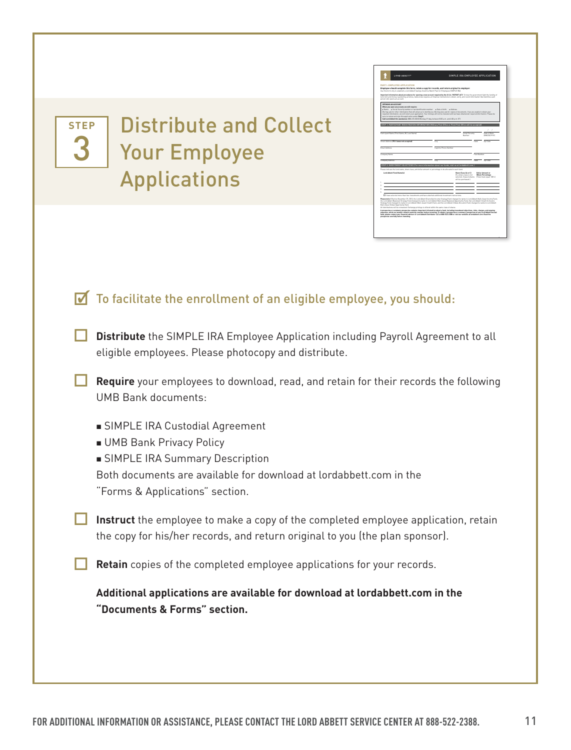## STEP 3 Distribute and Collect Your Employee Applications

### ☑ To facilitate the enrollment of an eligible employee, you should:

- ☐ **Distribute** the SIMPLE IRA Employee Application including Payroll Agreement to all eligible employees. Please photocopy and distribute.

- ☐ **Require** your employees to download, read, and retain for their records the following UMB Bank documents:

  - SIMPLE IRA Custodial Agreement
  - UMB Bank Privacy Policy
  - SIMPLE IRA Summary Description

  Both documents are available for download at lordabbett.com in the "Forms & Applications" section.

- ☐ **Instruct** the employee to make a copy of the completed employee application, retain the copy for his/her records, and return original to you (the plan sponsor).

- ☐ **Retain** copies of the completed employee applications for your records.

**Additional applications are available for download at lordabbett.com in the "Documents & Forms" section.**

FOR ADDITIONAL INFORMATION OR ASSISTANCE, PLEASE CONTACT THE LORD ABBETT SERVICE CENTER AT 888-522-2388.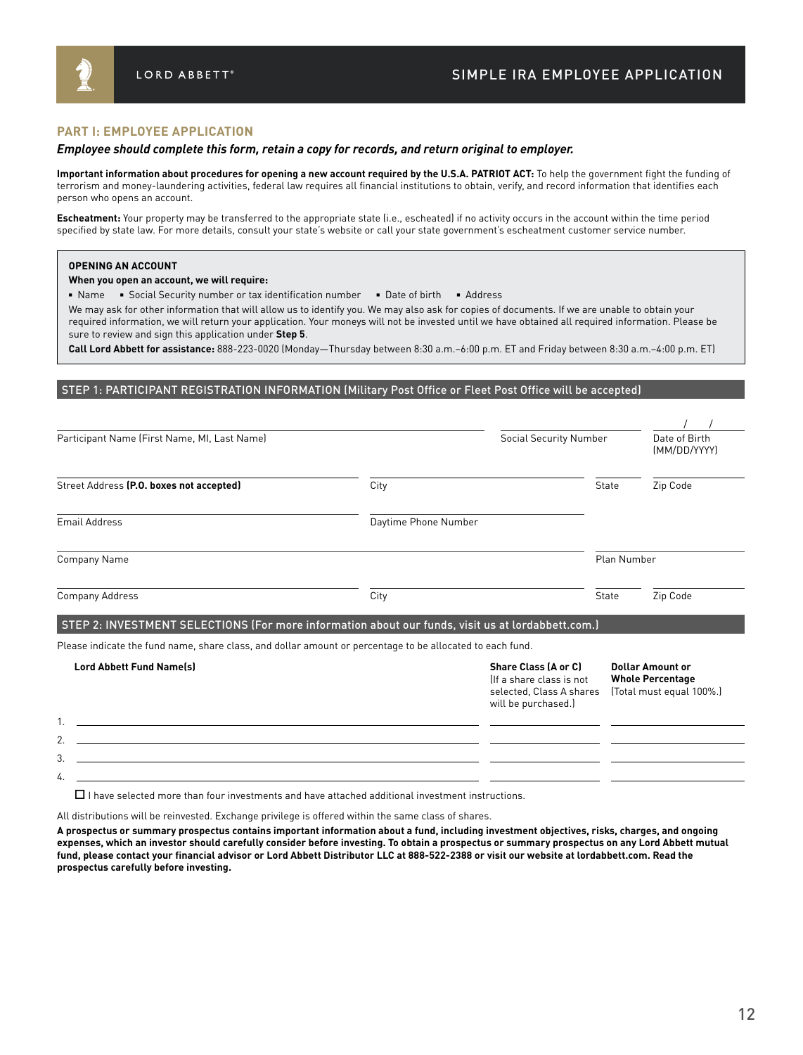LORD ABBETT®

# SIMPLE IRA EMPLOYEE APPLICATION

## PART I: EMPLOYEE APPLICATION

***Employee should complete this form, retain a copy for records, and return original to employer.***

**Important information about procedures for opening a new account required by the U.S.A. PATRIOT ACT:** To help the government fight the funding of terrorism and money-laundering activities, federal law requires all financial institutions to obtain, verify, and record information that identifies each person who opens an account.

**Escheatment:** Your property may be transferred to the appropriate state (i.e., escheated) if no activity occurs in the account within the time period specified by state law. For more details, consult your state's website or call your state government's escheatment customer service number.

**OPENING AN ACCOUNT**

**When you open an account, we will require:**

- Name
- Social Security number or tax identification number
- Date of birth
- Address

We may ask for other information that will allow us to identify you. We may also ask for copies of documents. If we are unable to obtain your required information, we will return your application. Your moneys will not be invested until we have obtained all required information. Please be sure to review and sign this application under **Step 5**.

**Call Lord Abbett for assistance:** 888-223-0020 (Monday—Thursday between 8:30 a.m.–6:00 p.m. ET and Friday between 8:30 a.m.–4:00 p.m. ET)

### STEP 1: PARTICIPANT REGISTRATION INFORMATION (Military Post Office or Fleet Post Office will be accepted)

Participant Name (First Name, MI, Last Name) ______________________

Social Security Number ______________________

Date of Birth (MM/DD/YYYY) ____/____/______

Street Address **(P.O. boxes not accepted)** ______________________

City ______________________

State ______

Zip Code ______

Email Address ______________________

Daytime Phone Number ______________________

Company Name ______________________

Plan Number ______________________

Company Address ______________________

City ______________________

State ______

Zip Code ______

### STEP 2: INVESTMENT SELECTIONS (For more information about our funds, visit us at lordabbett.com.)

Please indicate the fund name, share class, and dollar amount or percentage to be allocated to each fund.

| | **Lord Abbett Fund Name(s)** | **Share Class (A or C)** (If a share class is not selected, Class A shares will be purchased.) | **Dollar Amount or Whole Percentage** (Total must equal 100%.) |
|---|---|---|---|
| 1. | | | |
| 2. | | | |
| 3. | | | |
| 4. | | | |

☐ I have selected more than four investments and have attached additional investment instructions.

All distributions will be reinvested. Exchange privilege is offered within the same class of shares.

**A prospectus or summary prospectus contains important information about a fund, including investment objectives, risks, charges, and ongoing expenses, which an investor should carefully consider before investing. To obtain a prospectus or summary prospectus on any Lord Abbett mutual fund, please contact your financial advisor or Lord Abbett Distributor LLC at 888-522-2388 or visit our website at lordabbett.com. Read the prospectus carefully before investing.**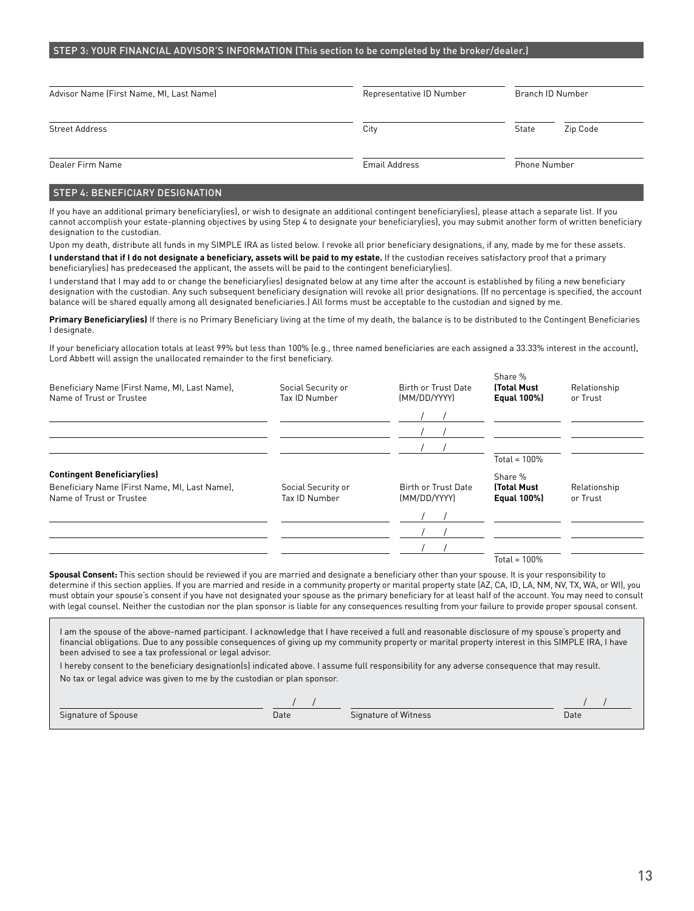## STEP 3: YOUR FINANCIAL ADVISOR'S INFORMATION (This section to be completed by the broker/dealer.)

| | | | |
|---|---|---|---|
| Advisor Name (First Name, MI, Last Name) | Representative ID Number | Branch ID Number | |
| Street Address | City | State | Zip Code |
| Dealer Firm Name | Email Address | Phone Number | |

## STEP 4: BENEFICIARY DESIGNATION

If you have an additional primary beneficiary(ies), or wish to designate an additional contingent beneficiary(ies), please attach a separate list. If you cannot accomplish your estate-planning objectives by using Step 4 to designate your beneficiary(ies), you may submit another form of written beneficiary designation to the custodian.

Upon my death, distribute all funds in my SIMPLE IRA as listed below. I revoke all prior beneficiary designations, if any, made by me for these assets.

**I understand that if I do not designate a beneficiary, assets will be paid to my estate.** If the custodian receives satisfactory proof that a primary beneficiary(ies) has predeceased the applicant, the assets will be paid to the contingent beneficiary(ies).

I understand that I may add to or change the beneficiary(ies) designated below at any time after the account is established by filing a new beneficiary designation with the custodian. Any such subsequent beneficiary designation will revoke all prior designations. (If no percentage is specified, the account balance will be shared equally among all designated beneficiaries.) All forms must be acceptable to the custodian and signed by me.

**Primary Beneficiary(ies)** If there is no Primary Beneficiary living at the time of my death, the balance is to be distributed to the Contingent Beneficiaries I designate.

If your beneficiary allocation totals at least 99% but less than 100% (e.g., three named beneficiaries are each assigned a 33.33% interest in the account), Lord Abbett will assign the unallocated remainder to the first beneficiary.

| Beneficiary Name (First Name, MI, Last Name), Name of Trust or Trustee | Social Security or Tax ID Number | Birth or Trust Date (MM/DD/YYYY) | Share % **(Total Must Equal 100%)** | Relationship or Trust |
|---|---|---|---|---|
| | | / / | | |
| | | / / | | |
| | | / / | | |
| | | | Total = 100% | |

**Contingent Beneficiary(ies)**

| Beneficiary Name (First Name, MI, Last Name), Name of Trust or Trustee | Social Security or Tax ID Number | Birth or Trust Date (MM/DD/YYYY) | Share % **(Total Must Equal 100%)** | Relationship or Trust |
|---|---|---|---|---|
| | | / / | | |
| | | / / | | |
| | | / / | | |
| | | | Total = 100% | |

**Spousal Consent:** This section should be reviewed if you are married and designate a beneficiary other than your spouse. It is your responsibility to determine if this section applies. If you are married and reside in a community property or marital property state (AZ, CA, ID, LA, NM, NV, TX, WA, or WI), you must obtain your spouse's consent if you have not designated your spouse as the primary beneficiary for at least half of the account. You may need to consult with legal counsel. Neither the custodian nor the plan sponsor is liable for any consequences resulting from your failure to provide proper spousal consent.

I am the spouse of the above-named participant. I acknowledge that I have received a full and reasonable disclosure of my spouse's property and financial obligations. Due to any possible consequences of giving up my community property or marital property interest in this SIMPLE IRA, I have been advised to see a tax professional or legal advisor.

I hereby consent to the beneficiary designation(s) indicated above. I assume full responsibility for any adverse consequence that may result.

No tax or legal advice was given to me by the custodian or plan sponsor.

| | | | |
|---|---|---|---|
| Signature of Spouse | Date / / | Signature of Witness | Date / / |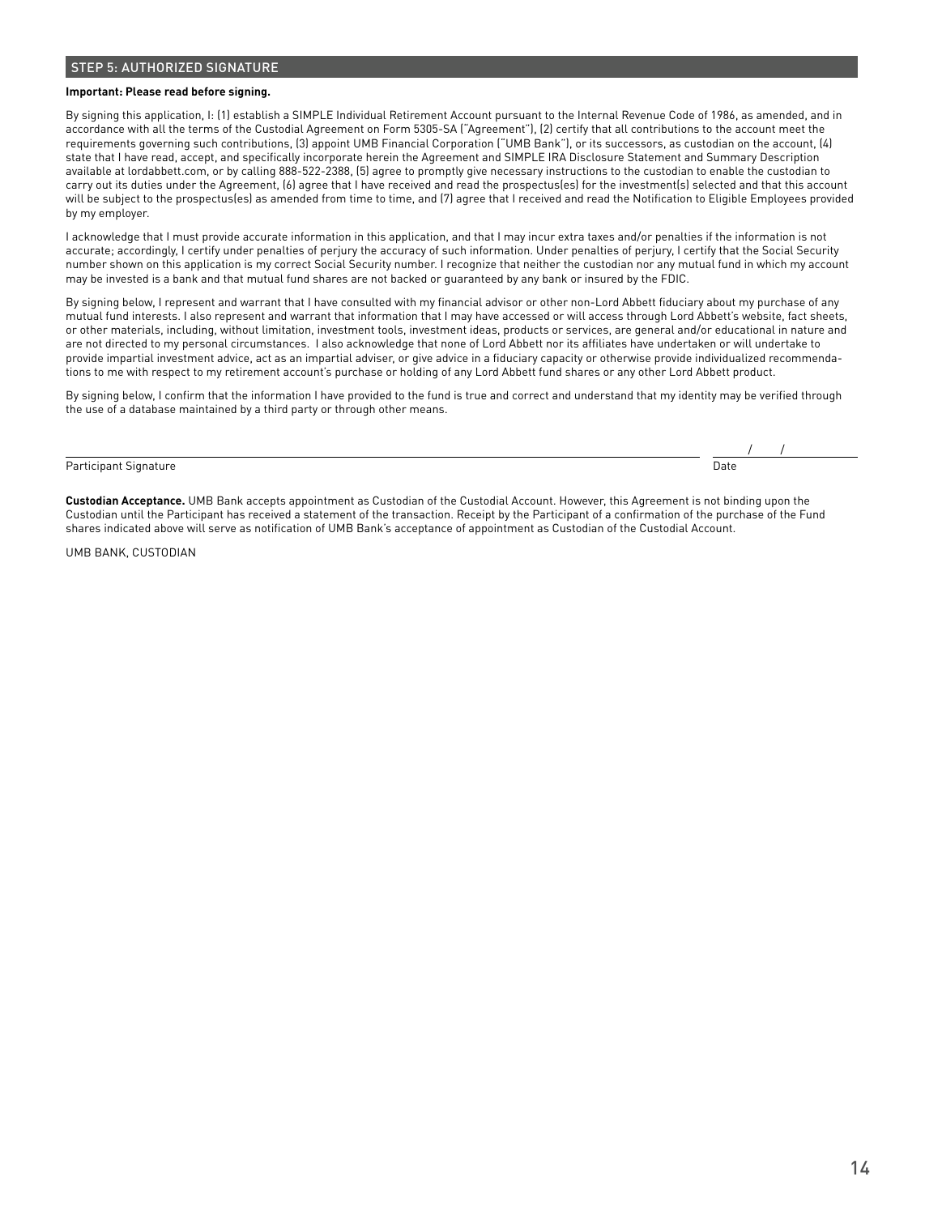## STEP 5: AUTHORIZED SIGNATURE

**Important: Please read before signing.**

By signing this application, I: (1) establish a SIMPLE Individual Retirement Account pursuant to the Internal Revenue Code of 1986, as amended, and in accordance with all the terms of the Custodial Agreement on Form 5305-SA ("Agreement"), (2) certify that all contributions to the account meet the requirements governing such contributions, (3) appoint UMB Financial Corporation ("UMB Bank"), or its successors, as custodian on the account, (4) state that I have read, accept, and specifically incorporate herein the Agreement and SIMPLE IRA Disclosure Statement and Summary Description available at lordabbett.com, or by calling 888-522-2388, (5) agree to promptly give necessary instructions to the custodian to enable the custodian to carry out its duties under the Agreement, (6) agree that I have received and read the prospectus(es) for the investment(s) selected and that this account will be subject to the prospectus(es) as amended from time to time, and (7) agree that I received and read the Notification to Eligible Employees provided by my employer.

I acknowledge that I must provide accurate information in this application, and that I may incur extra taxes and/or penalties if the information is not accurate; accordingly, I certify under penalties of perjury the accuracy of such information. Under penalties of perjury, I certify that the Social Security number shown on this application is my correct Social Security number. I recognize that neither the custodian nor any mutual fund in which my account may be invested is a bank and that mutual fund shares are not backed or guaranteed by any bank or insured by the FDIC.

By signing below, I represent and warrant that I have consulted with my financial advisor or other non-Lord Abbett fiduciary about my purchase of any mutual fund interests. I also represent and warrant that information that I may have accessed or will access through Lord Abbett's website, fact sheets, or other materials, including, without limitation, investment tools, investment ideas, products or services, are general and/or educational in nature and are not directed to my personal circumstances. I also acknowledge that none of Lord Abbett nor its affiliates have undertaken or will undertake to provide impartial investment advice, act as an impartial adviser, or give advice in a fiduciary capacity or otherwise provide individualized recommendations to me with respect to my retirement account's purchase or holding of any Lord Abbett fund shares or any other Lord Abbett product.

By signing below, I confirm that the information I have provided to the fund is true and correct and understand that my identity may be verified through the use of a database maintained by a third party or through other means.

______________________________________________ &nbsp;&nbsp;&nbsp; ____/____/________

Participant Signature &nbsp;&nbsp;&nbsp; Date

**Custodian Acceptance.** UMB Bank accepts appointment as Custodian of the Custodial Account. However, this Agreement is not binding upon the Custodian until the Participant has received a statement of the transaction. Receipt by the Participant of a confirmation of the purchase of the Fund shares indicated above will serve as notification of UMB Bank's acceptance of appointment as Custodian of the Custodial Account.

UMB BANK, CUSTODIAN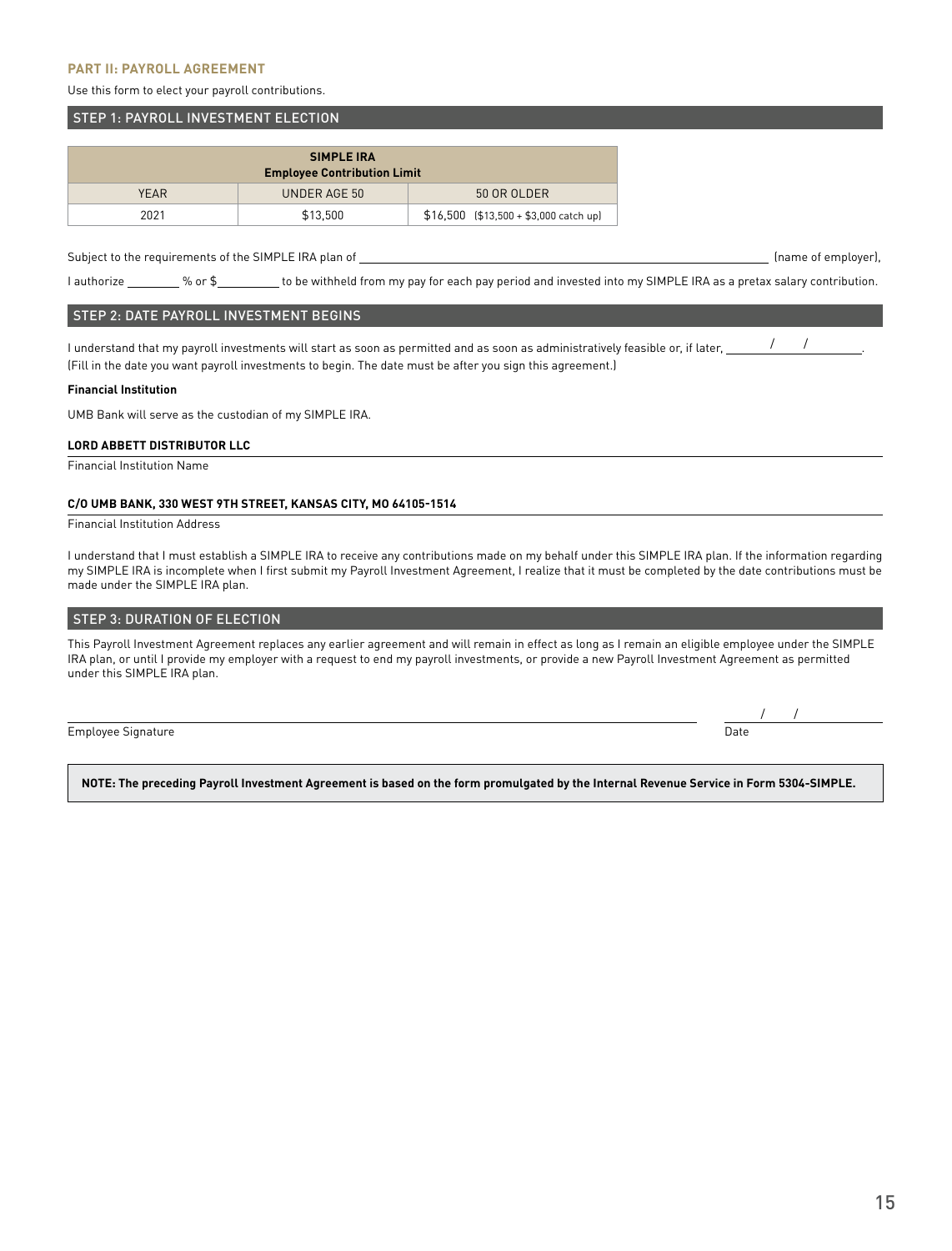### PART II: PAYROLL AGREEMENT

Use this form to elect your payroll contributions.

## STEP 1: PAYROLL INVESTMENT ELECTION

| SIMPLE IRA Employee Contribution Limit | | |
|---|---|---|
| YEAR | UNDER AGE 50 | 50 OR OLDER |
| 2021 | $13,500 | $16,500 ($13,500 + $3,000 catch up) |

Subject to the requirements of the SIMPLE IRA plan of ______________________________ (name of employer),

I authorize ________ % or $__________ to be withheld from my pay for each pay period and invested into my SIMPLE IRA as a pretax salary contribution.

## STEP 2: DATE PAYROLL INVESTMENT BEGINS

I understand that my payroll investments will start as soon as permitted and as soon as administratively feasible or, if later, ____/____/________.
(Fill in the date you want payroll investments to begin. The date must be after you sign this agreement.)

**Financial Institution**

UMB Bank will serve as the custodian of my SIMPLE IRA.

**LORD ABBETT DISTRIBUTOR LLC**

Financial Institution Name

**C/O UMB BANK, 330 WEST 9TH STREET, KANSAS CITY, MO 64105-1514**

Financial Institution Address

I understand that I must establish a SIMPLE IRA to receive any contributions made on my behalf under this SIMPLE IRA plan. If the information regarding my SIMPLE IRA is incomplete when I first submit my Payroll Investment Agreement, I realize that it must be completed by the date contributions must be made under the SIMPLE IRA plan.

## STEP 3: DURATION OF ELECTION

This Payroll Investment Agreement replaces any earlier agreement and will remain in effect as long as I remain an eligible employee under the SIMPLE IRA plan, or until I provide my employer with a request to end my payroll investments, or provide a new Payroll Investment Agreement as permitted under this SIMPLE IRA plan.

______________________________ Employee Signature

____/____/________ Date

**NOTE: The preceding Payroll Investment Agreement is based on the form promulgated by the Internal Revenue Service in Form 5304-SIMPLE.**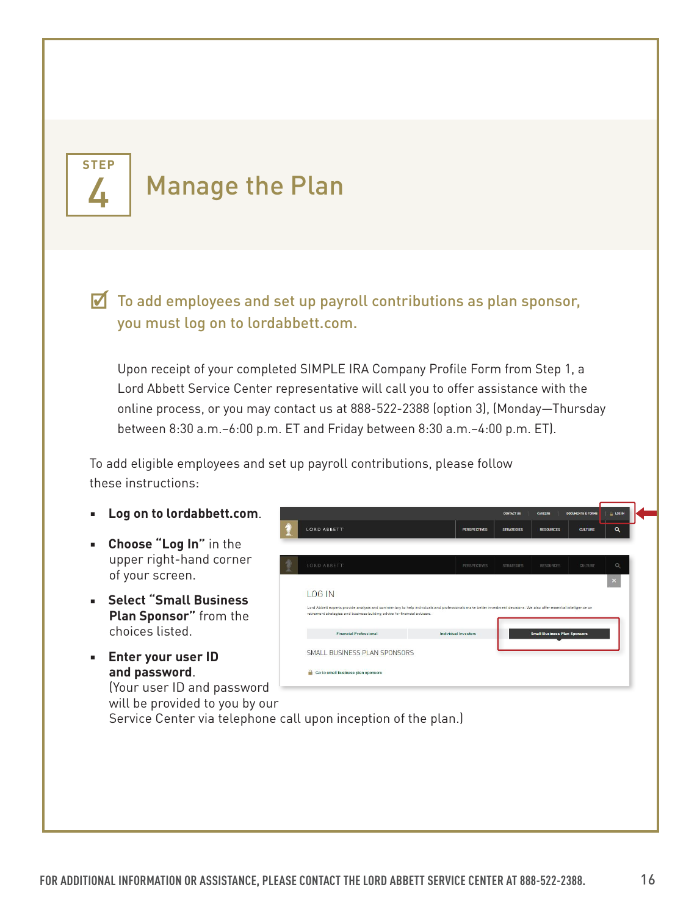## STEP 4 Manage the Plan

☑ **To add employees and set up payroll contributions as plan sponsor, you must log on to lordabbett.com.**

Upon receipt of your completed SIMPLE IRA Company Profile Form from Step 1, a Lord Abbett Service Center representative will call you to offer assistance with the online process, or you may contact us at 888-522-2388 (option 3), (Monday—Thursday between 8:30 a.m.–6:00 p.m. ET and Friday between 8:30 a.m.–4:00 p.m. ET).

To add eligible employees and set up payroll contributions, please follow these instructions:

- **Log on to lordabbett.com**.
- **Choose "Log In"** in the upper right-hand corner of your screen.
- **Select "Small Business Plan Sponsor"** from the choices listed.
- **Enter your user ID and password**. (Your user ID and password will be provided to you by our Service Center via telephone call upon inception of the plan.)

FOR ADDITIONAL INFORMATION OR ASSISTANCE, PLEASE CONTACT THE LORD ABBETT SERVICE CENTER AT 888-522-2388.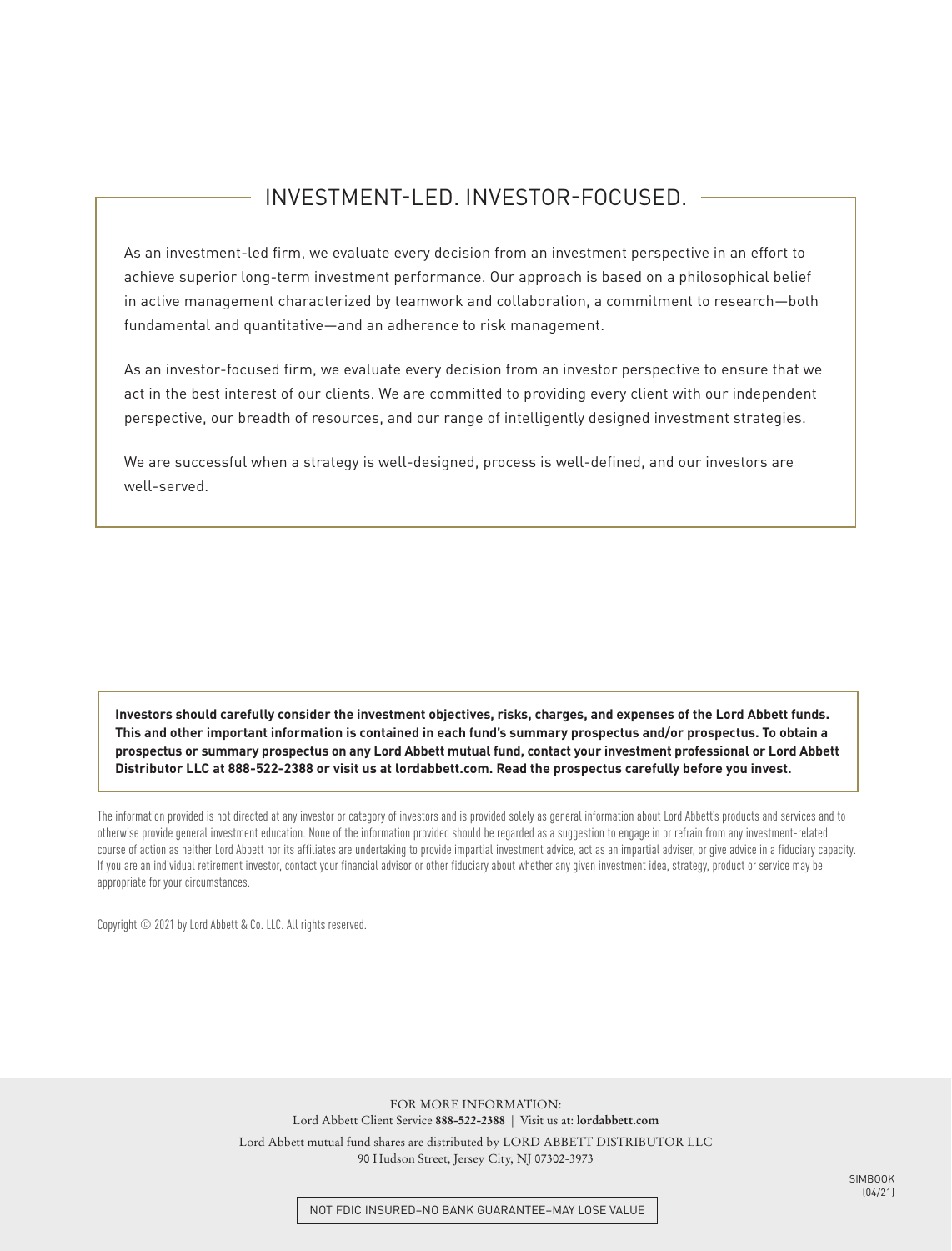## INVESTMENT-LED. INVESTOR-FOCUSED.

As an investment-led firm, we evaluate every decision from an investment perspective in an effort to achieve superior long-term investment performance. Our approach is based on a philosophical belief in active management characterized by teamwork and collaboration, a commitment to research—both fundamental and quantitative—and an adherence to risk management.

As an investor-focused firm, we evaluate every decision from an investor perspective to ensure that we act in the best interest of our clients. We are committed to providing every client with our independent perspective, our breadth of resources, and our range of intelligently designed investment strategies.

We are successful when a strategy is well-designed, process is well-defined, and our investors are well-served.

**Investors should carefully consider the investment objectives, risks, charges, and expenses of the Lord Abbett funds. This and other important information is contained in each fund's summary prospectus and/or prospectus. To obtain a prospectus or summary prospectus on any Lord Abbett mutual fund, contact your investment professional or Lord Abbett Distributor LLC at 888-522-2388 or visit us at lordabbett.com. Read the prospectus carefully before you invest.**

The information provided is not directed at any investor or category of investors and is provided solely as general information about Lord Abbett's products and services and to otherwise provide general investment education. None of the information provided should be regarded as a suggestion to engage in or refrain from any investment-related course of action as neither Lord Abbett nor its affiliates are undertaking to provide impartial investment advice, act as an impartial adviser, or give advice in a fiduciary capacity. If you are an individual retirement investor, contact your financial advisor or other fiduciary about whether any given investment idea, strategy, product or service may be appropriate for your circumstances.

Copyright © 2021 by Lord Abbett & Co. LLC. All rights reserved.

FOR MORE INFORMATION:
Lord Abbett Client Service **888-522-2388** | Visit us at: **lordabbett.com**

Lord Abbett mutual fund shares are distributed by LORD ABBETT DISTRIBUTOR LLC
90 Hudson Street, Jersey City, NJ 07302-3973

SIMBOOK
(04/21)

NOT FDIC INSURED–NO BANK GUARANTEE–MAY LOSE VALUE